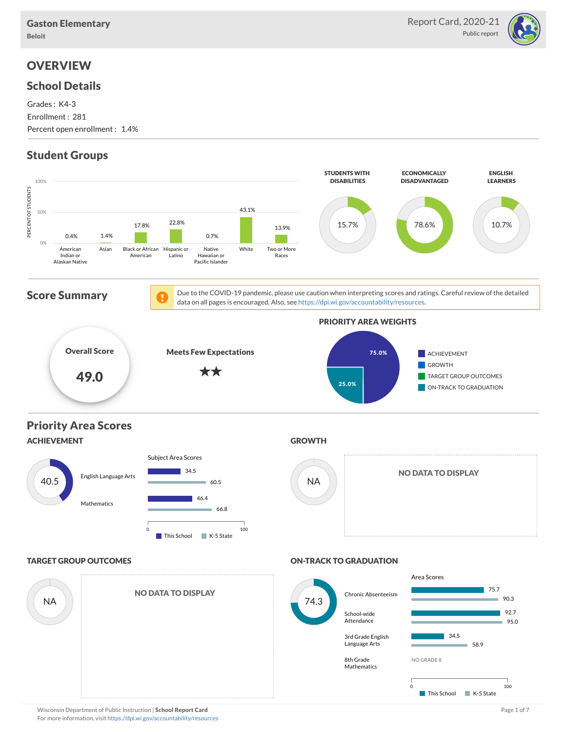Gaston Elementary
Beloit

Report Card, 2020-21
Public report

# OVERVIEW

## School Details

Grades : K4-3
Enrollment : 281
Percent open enrollment : 1.4%

## Student Groups

| Group | Percent of Students |
|---|---|
| American Indian or Alaskan Native | 0.4% |
| Asian | 1.4% |
| Black or African American | 17.8% |
| Hispanic or Latino | 22.8% |
| Native Hawaiian or Pacific Islander | 0.7% |
| White | 43.1% |
| Two or More Races | 13.9% |

| STUDENTS WITH DISABILITIES | ECONOMICALLY DISADVANTAGED | ENGLISH LEARNERS |
|---|---|---|
| 15.7% | 78.6% | 10.7% |

## Score Summary

Due to the COVID-19 pandemic, please use caution when interpreting scores and ratings. Careful review of the detailed data on all pages is encouraged. Also, see https://dpi.wi.gov/accountability/resources.

**Overall Score**
**49.0**

**Meets Few Expectations**
★★

**PRIORITY AREA WEIGHTS**

| Priority Area | Weight |
|---|---|
| ACHIEVEMENT | 75.0% |
| GROWTH | |
| TARGET GROUP OUTCOMES | |
| ON-TRACK TO GRADUATION | 25.0% |

## Priority Area Scores

### ACHIEVEMENT

40.5

Subject Area Scores

| Subject | This School | K-5 State |
|---|---|---|
| English Language Arts | 34.5 | 60.5 |
| Mathematics | 46.4 | 66.8 |

### GROWTH

NA

NO DATA TO DISPLAY

### TARGET GROUP OUTCOMES

NA

NO DATA TO DISPLAY

### ON-TRACK TO GRADUATION

74.3

Area Scores

| Area | This School | K-5 State |
|---|---|---|
| Chronic Absenteeism | 75.7 | 90.3 |
| School-wide Attendance | 92.7 | 95.0 |
| 3rd Grade English Language Arts | 34.5 | 58.9 |
| 8th Grade Mathematics | NO GRADE 8 | |

Wisconsin Department of Public Instruction | **School Report Card**
For more information, visit https://dpi.wi.gov/accountability/resources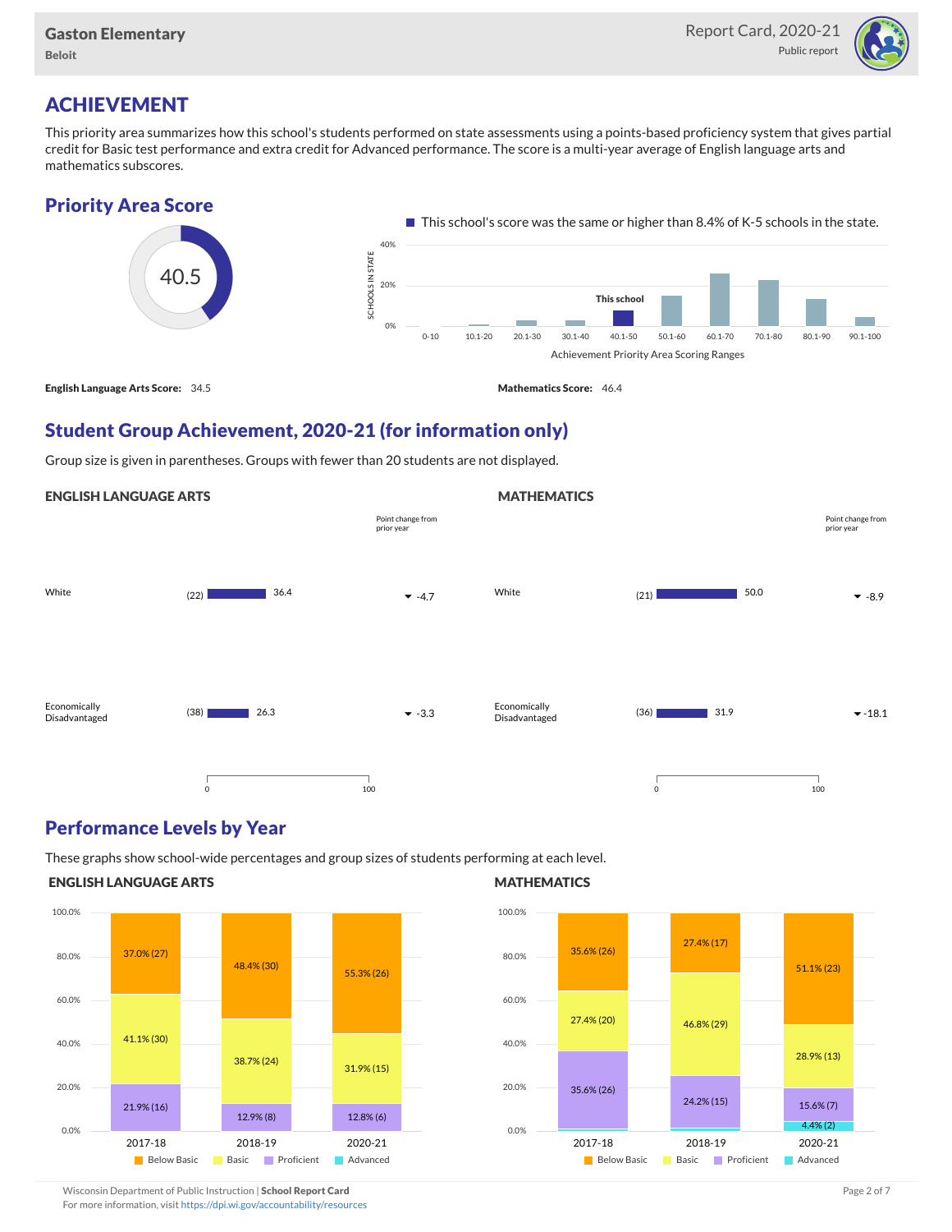# ACHIEVEMENT

This priority area summarizes how this school's students performed on state assessments using a points-based proficiency system that gives partial credit for Basic test performance and extra credit for Advanced performance. The score is a multi-year average of English language arts and mathematics subscores.

## Priority Area Score

40.5

This school's score was the same or higher than 8.4% of K-5 schools in the state.

**English Language Arts Score:** 34.5

**Mathematics Score:** 46.4

## Student Group Achievement, 2020-21 (for information only)

Group size is given in parentheses. Groups with fewer than 20 students are not displayed.

### ENGLISH LANGUAGE ARTS

| Group | Size | Score | Point change from prior year |
|---|---|---|---|
| White | (22) | 36.4 | -4.7 |
| Economically Disadvantaged | (38) | 26.3 | -3.3 |

### MATHEMATICS

| Group | Size | Score | Point change from prior year |
|---|---|---|---|
| White | (21) | 50.0 | -8.9 |
| Economically Disadvantaged | (36) | 31.9 | -18.1 |

## Performance Levels by Year

These graphs show school-wide percentages and group sizes of students performing at each level.

### ENGLISH LANGUAGE ARTS

| Level | 2017-18 | 2018-19 | 2020-21 |
|---|---|---|---|
| Below Basic | 37.0% (27) | 48.4% (30) | 55.3% (26) |
| Basic | 41.1% (30) | 38.7% (24) | 31.9% (15) |
| Proficient | 21.9% (16) | 12.9% (8) | 12.8% (6) |
| Advanced | | | |

### MATHEMATICS

| Level | 2017-18 | 2018-19 | 2020-21 |
|---|---|---|---|
| Below Basic | 35.6% (26) | 27.4% (17) | 51.1% (23) |
| Basic | 27.4% (20) | 46.8% (29) | 28.9% (13) |
| Proficient | 35.6% (26) | 24.2% (15) | 15.6% (7) |
| Advanced | | | 4.4% (2) |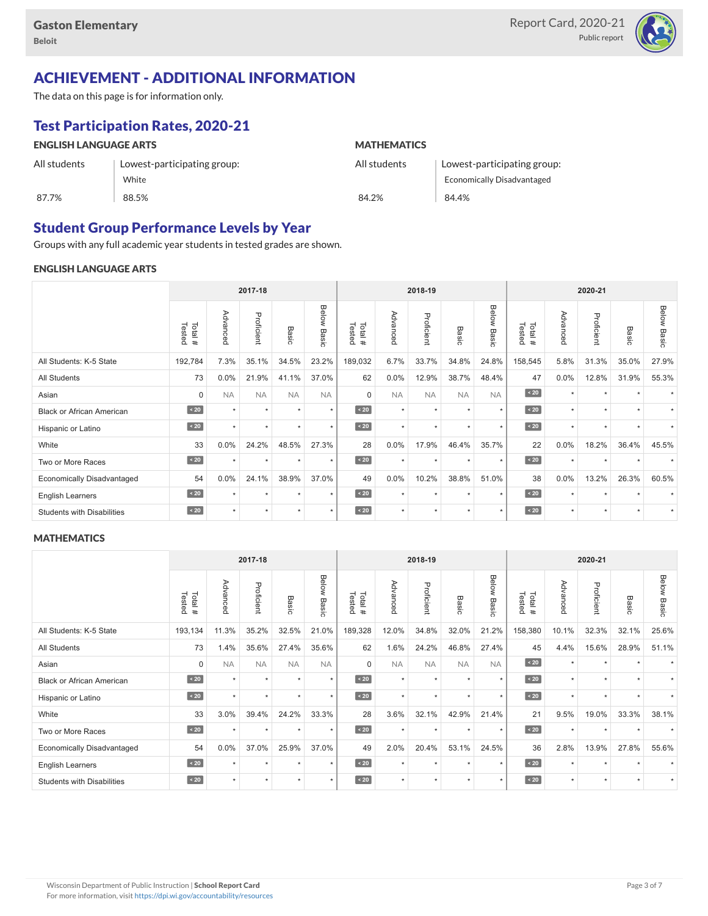Gaston Elementary
Beloit

Report Card, 2020-21
Public report

# ACHIEVEMENT - ADDITIONAL INFORMATION

The data on this page is for information only.

## Test Participation Rates, 2020-21

| ENGLISH LANGUAGE ARTS | | MATHEMATICS | |
|---|---|---|---|
| All students | Lowest-participating group: White | All students | Lowest-participating group: Economically Disadvantaged |
| 87.7% | 88.5% | 84.2% | 84.4% |

## Student Group Performance Levels by Year

Groups with any full academic year students in tested grades are shown.

### ENGLISH LANGUAGE ARTS

| | 2017-18 | | | | | 2018-19 | | | | | 2020-21 | | | | |
|---|---|---|---|---|---|---|---|---|---|---|---|---|---|---|---|
| | Total # Tested | Advanced | Proficient | Basic | Below Basic | Total # Tested | Advanced | Proficient | Basic | Below Basic | Total # Tested | Advanced | Proficient | Basic | Below Basic |
| All Students: K-5 State | 192,784 | 7.3% | 35.1% | 34.5% | 23.2% | 189,032 | 6.7% | 33.7% | 34.8% | 24.8% | 158,545 | 5.8% | 31.3% | 35.0% | 27.9% |
| All Students | 73 | 0.0% | 21.9% | 41.1% | 37.0% | 62 | 0.0% | 12.9% | 38.7% | 48.4% | 47 | 0.0% | 12.8% | 31.9% | 55.3% |
| Asian | 0 | NA | NA | NA | NA | 0 | NA | NA | NA | NA | < 20 | * | * | * | * |
| Black or African American | < 20 | * | * | * | * | < 20 | * | * | * | * | < 20 | * | * | * | * |
| Hispanic or Latino | < 20 | * | * | * | * | < 20 | * | * | * | * | < 20 | * | * | * | * |
| White | 33 | 0.0% | 24.2% | 48.5% | 27.3% | 28 | 0.0% | 17.9% | 46.4% | 35.7% | 22 | 0.0% | 18.2% | 36.4% | 45.5% |
| Two or More Races | < 20 | * | * | * | * | < 20 | * | * | * | * | < 20 | * | * | * | * |
| Economically Disadvantaged | 54 | 0.0% | 24.1% | 38.9% | 37.0% | 49 | 0.0% | 10.2% | 38.8% | 51.0% | 38 | 0.0% | 13.2% | 26.3% | 60.5% |
| English Learners | < 20 | * | * | * | * | < 20 | * | * | * | * | < 20 | * | * | * | * |
| Students with Disabilities | < 20 | * | * | * | * | < 20 | * | * | * | * | < 20 | * | * | * | * |

### MATHEMATICS

| | 2017-18 | | | | | 2018-19 | | | | | 2020-21 | | | | |
|---|---|---|---|---|---|---|---|---|---|---|---|---|---|---|---|
| | Total # Tested | Advanced | Proficient | Basic | Below Basic | Total # Tested | Advanced | Proficient | Basic | Below Basic | Total # Tested | Advanced | Proficient | Basic | Below Basic |
| All Students: K-5 State | 193,134 | 11.3% | 35.2% | 32.5% | 21.0% | 189,328 | 12.0% | 34.8% | 32.0% | 21.2% | 158,380 | 10.1% | 32.3% | 32.1% | 25.6% |
| All Students | 73 | 1.4% | 35.6% | 27.4% | 35.6% | 62 | 1.6% | 24.2% | 46.8% | 27.4% | 45 | 4.4% | 15.6% | 28.9% | 51.1% |
| Asian | 0 | NA | NA | NA | NA | 0 | NA | NA | NA | NA | < 20 | * | * | * | * |
| Black or African American | < 20 | * | * | * | * | < 20 | * | * | * | * | < 20 | * | * | * | * |
| Hispanic or Latino | < 20 | * | * | * | * | < 20 | * | * | * | * | < 20 | * | * | * | * |
| White | 33 | 3.0% | 39.4% | 24.2% | 33.3% | 28 | 3.6% | 32.1% | 42.9% | 21.4% | 21 | 9.5% | 19.0% | 33.3% | 38.1% |
| Two or More Races | < 20 | * | * | * | * | < 20 | * | * | * | * | < 20 | * | * | * | * |
| Economically Disadvantaged | 54 | 0.0% | 37.0% | 25.9% | 37.0% | 49 | 2.0% | 20.4% | 53.1% | 24.5% | 36 | 2.8% | 13.9% | 27.8% | 55.6% |
| English Learners | < 20 | * | * | * | * | < 20 | * | * | * | * | < 20 | * | * | * | * |
| Students with Disabilities | < 20 | * | * | * | * | < 20 | * | * | * | * | < 20 | * | * | * | * |

Wisconsin Department of Public Instruction | **School Report Card**
For more information, visit https://dpi.wi.gov/accountability/resources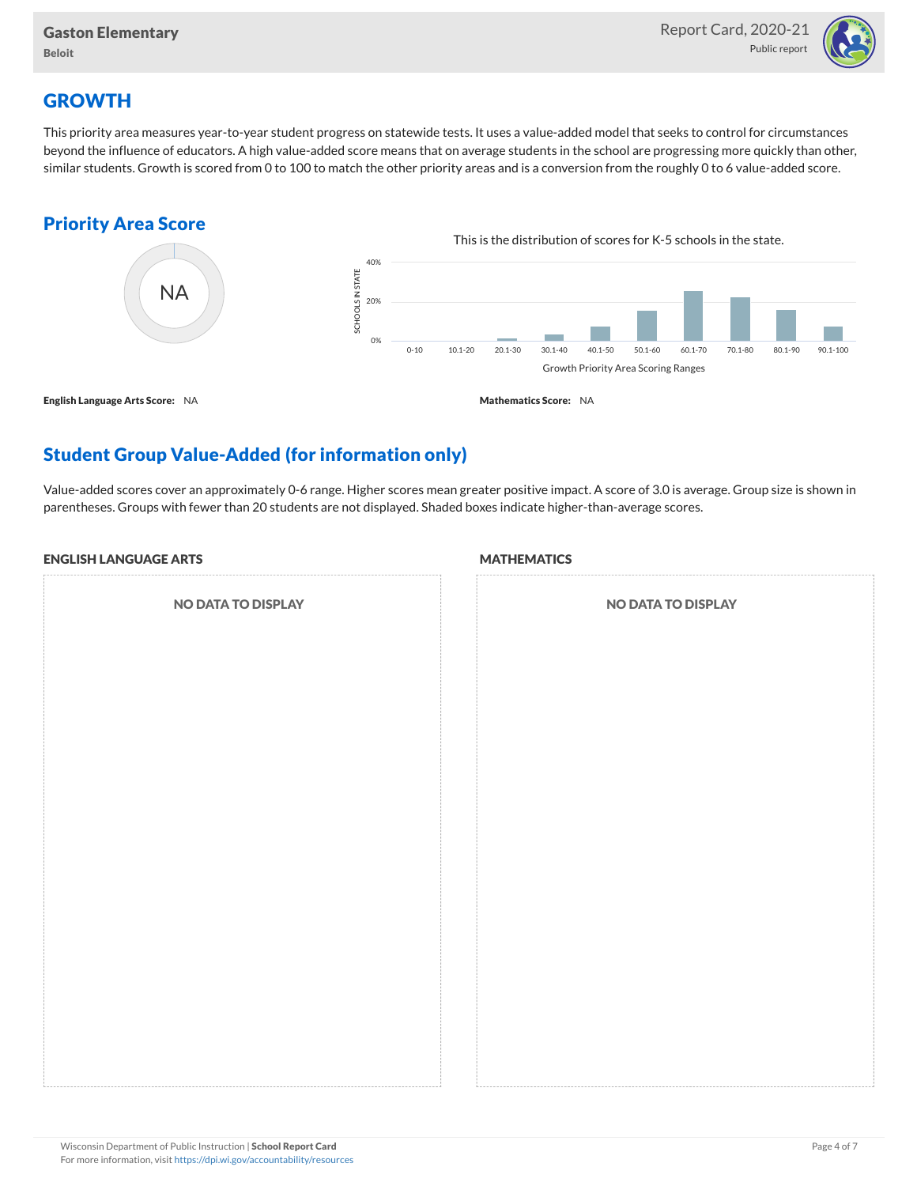## GROWTH

This priority area measures year-to-year student progress on statewide tests. It uses a value-added model that seeks to control for circumstances beyond the influence of educators. A high value-added score means that on average students in the school are progressing more quickly than other, similar students. Growth is scored from 0 to 100 to match the other priority areas and is a conversion from the roughly 0 to 6 value-added score.

### Priority Area Score

NA

This is the distribution of scores for K-5 schools in the state.

Growth Priority Area Scoring Ranges: 0-10, 10.1-20, 20.1-30, 30.1-40, 40.1-50, 50.1-60, 60.1-70, 70.1-80, 80.1-90, 90.1-100

**English Language Arts Score:** NA

**Mathematics Score:** NA

### Student Group Value-Added (for information only)

Value-added scores cover an approximately 0-6 range. Higher scores mean greater positive impact. A score of 3.0 is average. Group size is shown in parentheses. Groups with fewer than 20 students are not displayed. Shaded boxes indicate higher-than-average scores.

#### ENGLISH LANGUAGE ARTS

NO DATA TO DISPLAY

#### MATHEMATICS

NO DATA TO DISPLAY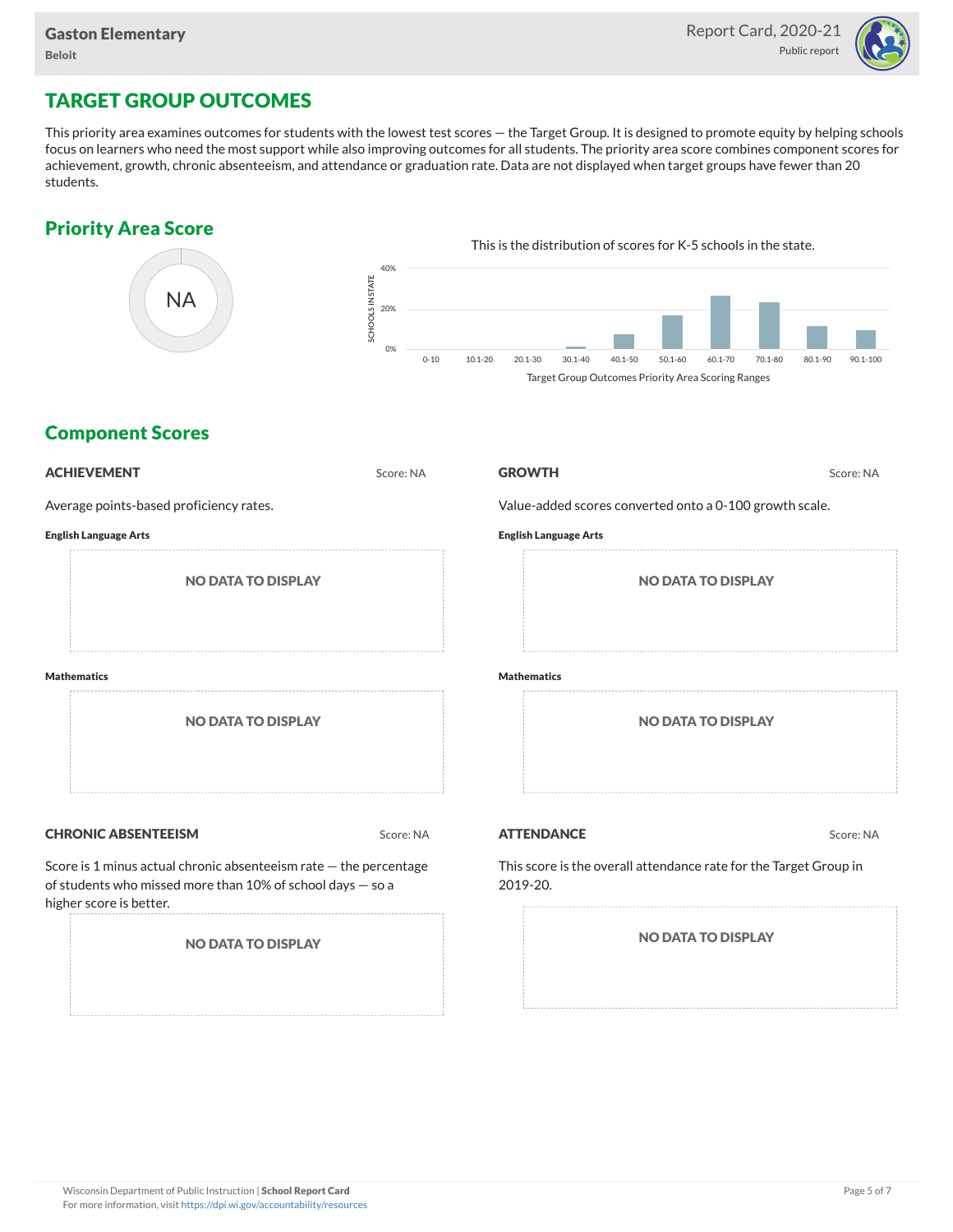# TARGET GROUP OUTCOMES

This priority area examines outcomes for students with the lowest test scores — the Target Group. It is designed to promote equity by helping schools focus on learners who need the most support while also improving outcomes for all students. The priority area score combines component scores for achievement, growth, chronic absenteeism, and attendance or graduation rate. Data are not displayed when target groups have fewer than 20 students.

## Priority Area Score

NA

This is the distribution of scores for K-5 schools in the state.

SCHOOLS IN STATE: 40%, 20%, 0%

0-10 | 10.1-20 | 20.1-30 | 30.1-40 | 40.1-50 | 50.1-60 | 60.1-70 | 70.1-80 | 80.1-90 | 90.1-100

Target Group Outcomes Priority Area Scoring Ranges

## Component Scores

### ACHIEVEMENT

Score: NA

Average points-based proficiency rates.

**English Language Arts**

NO DATA TO DISPLAY

**Mathematics**

NO DATA TO DISPLAY

### GROWTH

Score: NA

Value-added scores converted onto a 0-100 growth scale.

**English Language Arts**

NO DATA TO DISPLAY

**Mathematics**

NO DATA TO DISPLAY

### CHRONIC ABSENTEEISM

Score: NA

Score is 1 minus actual chronic absenteeism rate — the percentage of students who missed more than 10% of school days — so a higher score is better.

NO DATA TO DISPLAY

### ATTENDANCE

Score: NA

This score is the overall attendance rate for the Target Group in 2019-20.

NO DATA TO DISPLAY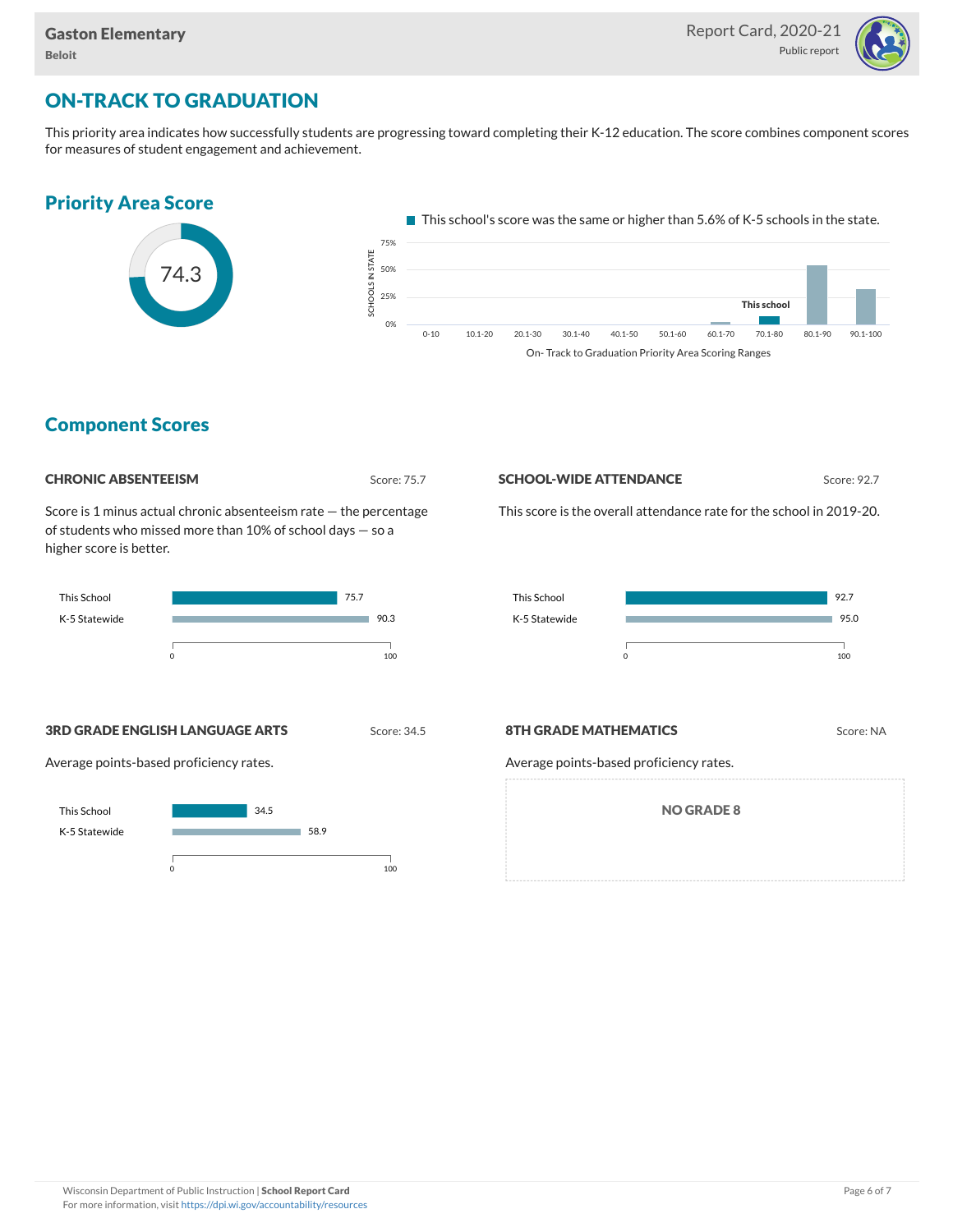Gaston Elementary
Beloit

Report Card, 2020-21
Public report

# ON-TRACK TO GRADUATION

This priority area indicates how successfully students are progressing toward completing their K-12 education. The score combines component scores for measures of student engagement and achievement.

## Priority Area Score

74.3

This school's score was the same or higher than 5.6% of K-5 schools in the state.

## Component Scores

### CHRONIC ABSENTEEISM

Score: 75.7

Score is 1 minus actual chronic absenteeism rate — the percentage of students who missed more than 10% of school days — so a higher score is better.

| | Score |
|---|---|
| This School | 75.7 |
| K-5 Statewide | 90.3 |

### SCHOOL-WIDE ATTENDANCE

Score: 92.7

This score is the overall attendance rate for the school in 2019-20.

| | Score |
|---|---|
| This School | 92.7 |
| K-5 Statewide | 95.0 |

### 3RD GRADE ENGLISH LANGUAGE ARTS

Score: 34.5

Average points-based proficiency rates.

| | Score |
|---|---|
| This School | 34.5 |
| K-5 Statewide | 58.9 |

### 8TH GRADE MATHEMATICS

Score: NA

Average points-based proficiency rates.

NO GRADE 8

Wisconsin Department of Public Instruction | **School Report Card**
For more information, visit https://dpi.wi.gov/accountability/resources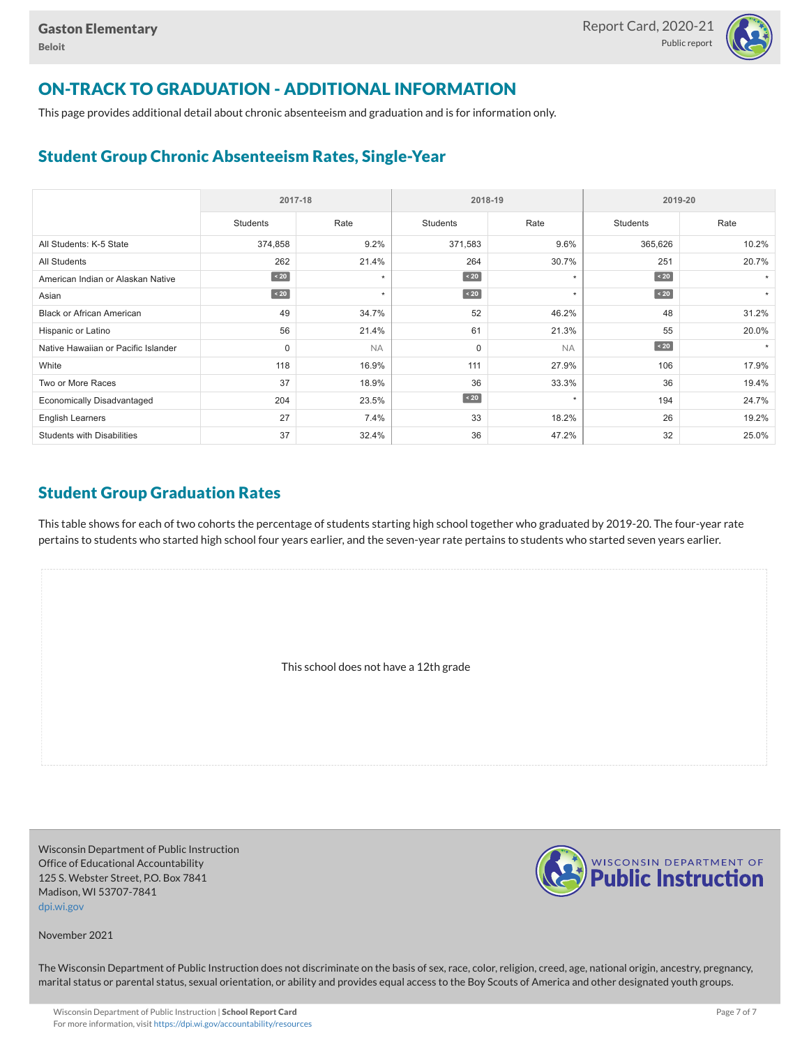## ON-TRACK TO GRADUATION - ADDITIONAL INFORMATION

This page provides additional detail about chronic absenteeism and graduation and is for information only.

### Student Group Chronic Absenteeism Rates, Single-Year

| | 2017-18 | | 2018-19 | | 2019-20 | |
|---|---|---|---|---|---|---|
| | Students | Rate | Students | Rate | Students | Rate |
| All Students: K-5 State | 374,858 | 9.2% | 371,583 | 9.6% | 365,626 | 10.2% |
| All Students | 262 | 21.4% | 264 | 30.7% | 251 | 20.7% |
| American Indian or Alaskan Native | < 20 | * | < 20 | * | < 20 | * |
| Asian | < 20 | * | < 20 | * | < 20 | * |
| Black or African American | 49 | 34.7% | 52 | 46.2% | 48 | 31.2% |
| Hispanic or Latino | 56 | 21.4% | 61 | 21.3% | 55 | 20.0% |
| Native Hawaiian or Pacific Islander | 0 | NA | 0 | NA | < 20 | * |
| White | 118 | 16.9% | 111 | 27.9% | 106 | 17.9% |
| Two or More Races | 37 | 18.9% | 36 | 33.3% | 36 | 19.4% |
| Economically Disadvantaged | 204 | 23.5% | < 20 | * | 194 | 24.7% |
| English Learners | 27 | 7.4% | 33 | 18.2% | 26 | 19.2% |
| Students with Disabilities | 37 | 32.4% | 36 | 47.2% | 32 | 25.0% |

### Student Group Graduation Rates

This table shows for each of two cohorts the percentage of students starting high school together who graduated by 2019-20. The four-year rate pertains to students who started high school four years earlier, and the seven-year rate pertains to students who started seven years earlier.

This school does not have a 12th grade

Wisconsin Department of Public Instruction
Office of Educational Accountability
125 S. Webster Street, P.O. Box 7841
Madison, WI 53707-7841
dpi.wi.gov

November 2021

The Wisconsin Department of Public Instruction does not discriminate on the basis of sex, race, color, religion, creed, age, national origin, ancestry, pregnancy, marital status or parental status, sexual orientation, or ability and provides equal access to the Boy Scouts of America and other designated youth groups.